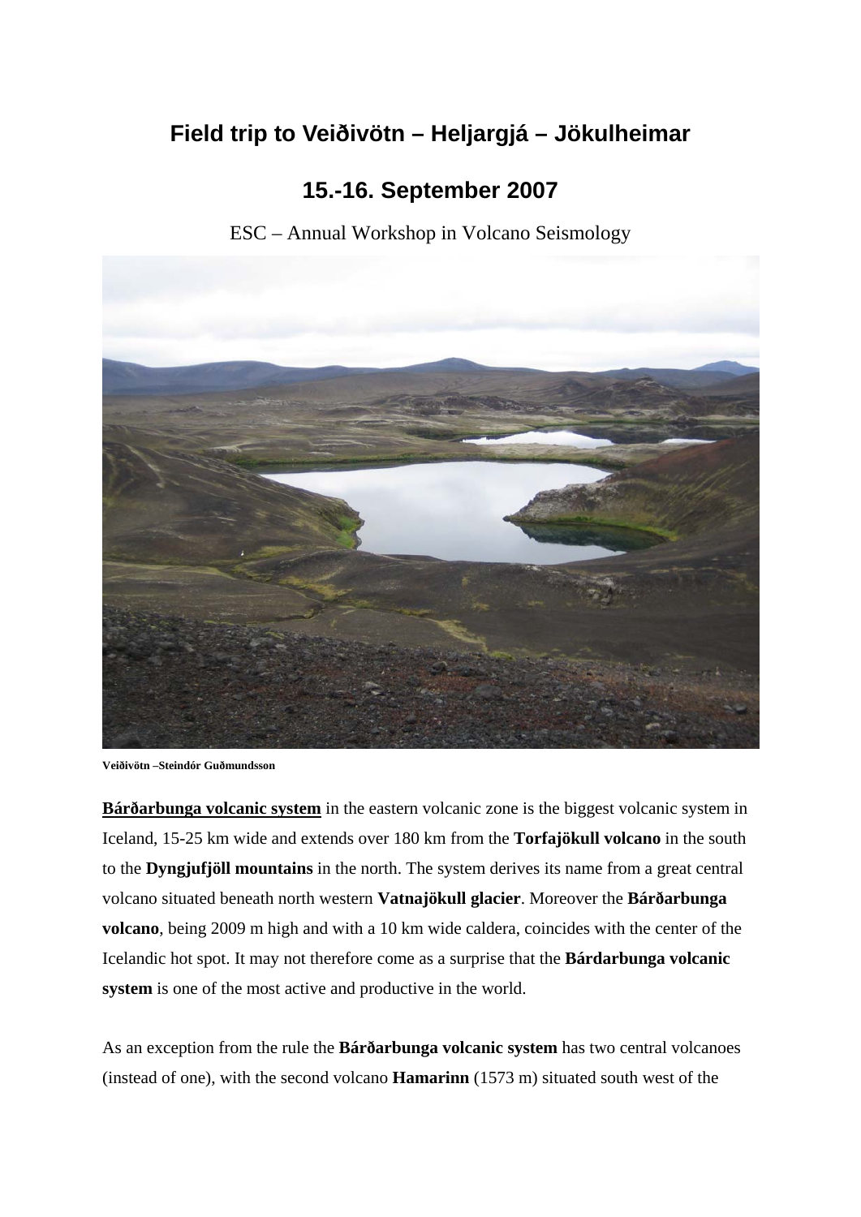# Field trip to Veiðivötn – Heljargjá – Jökulheimar

## 15.-16. September 2007

ESC – Annual Workshop in Volcano Seismology

**Veiðivötn –Steindór Guðmundsson**

**Bárðarbunga volcanic system** in the eastern volcanic zone is the biggest volcanic system in Iceland, 15-25 km wide and extends over 180 km from the **Torfajökull volcano** in the south to the **Dyngjufjöll mountains** in the north. The system derives its name from a great central volcano situated beneath north western **Vatnajökull glacier**. Moreover the **Bárðarbunga volcano**, being 2009 m high and with a 10 km wide caldera, coincides with the center of the Icelandic hot spot. It may not therefore come as a surprise that the **Bárdarbunga volcanic system** is one of the most active and productive in the world.

As an exception from the rule the **Bárðarbunga volcanic system** has two central volcanoes (instead of one), with the second volcano **Hamarinn** (1573 m) situated south west of the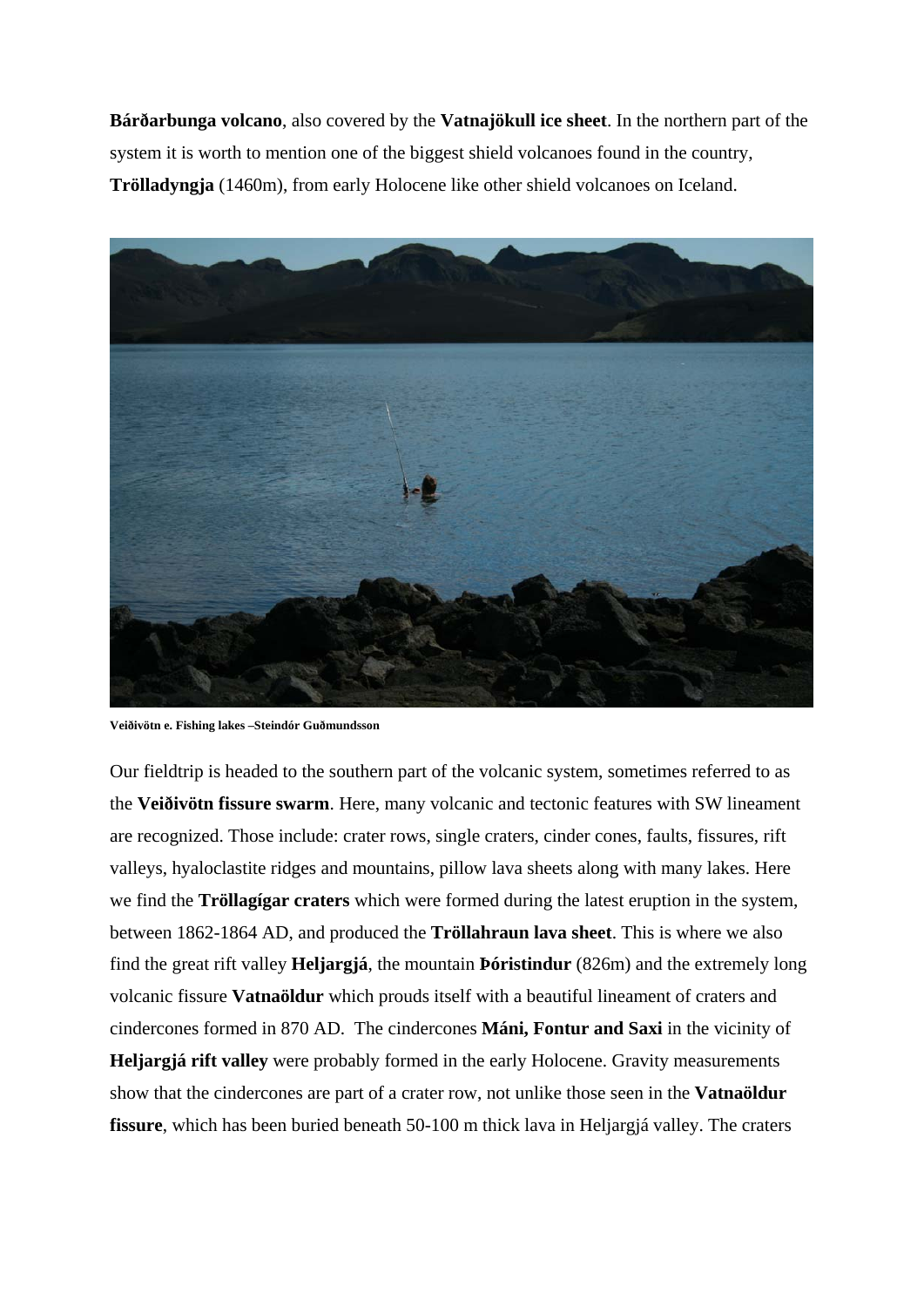**Bárðarbunga volcano**, also covered by the **Vatnajökull ice sheet**. In the northern part of the system it is worth to mention one of the biggest shield volcanoes found in the country, **Trölladyngja** (1460m), from early Holocene like other shield volcanoes on Iceland.

**Veiðivötn e. Fishing lakes –Steindór Guðmundsson**

Our fieldtrip is headed to the southern part of the volcanic system, sometimes referred to as the **Veiðivötn fissure swarm**. Here, many volcanic and tectonic features with SW lineament are recognized. Those include: crater rows, single craters, cinder cones, faults, fissures, rift valleys, hyaloclastite ridges and mountains, pillow lava sheets along with many lakes. Here we find the **Tröllagígar craters** which were formed during the latest eruption in the system, between 1862-1864 AD, and produced the **Tröllahraun lava sheet**. This is where we also find the great rift valley **Heljargjá**, the mountain **Þóristindur** (826m) and the extremely long volcanic fissure **Vatnaöldur** which prouds itself with a beautiful lineament of craters and cindercones formed in 870 AD. The cindercones **Máni, Fontur and Saxi** in the vicinity of **Heljargjá rift valley** were probably formed in the early Holocene. Gravity measurements show that the cindercones are part of a crater row, not unlike those seen in the **Vatnaöldur fissure**, which has been buried beneath 50-100 m thick lava in Heljargjá valley. The craters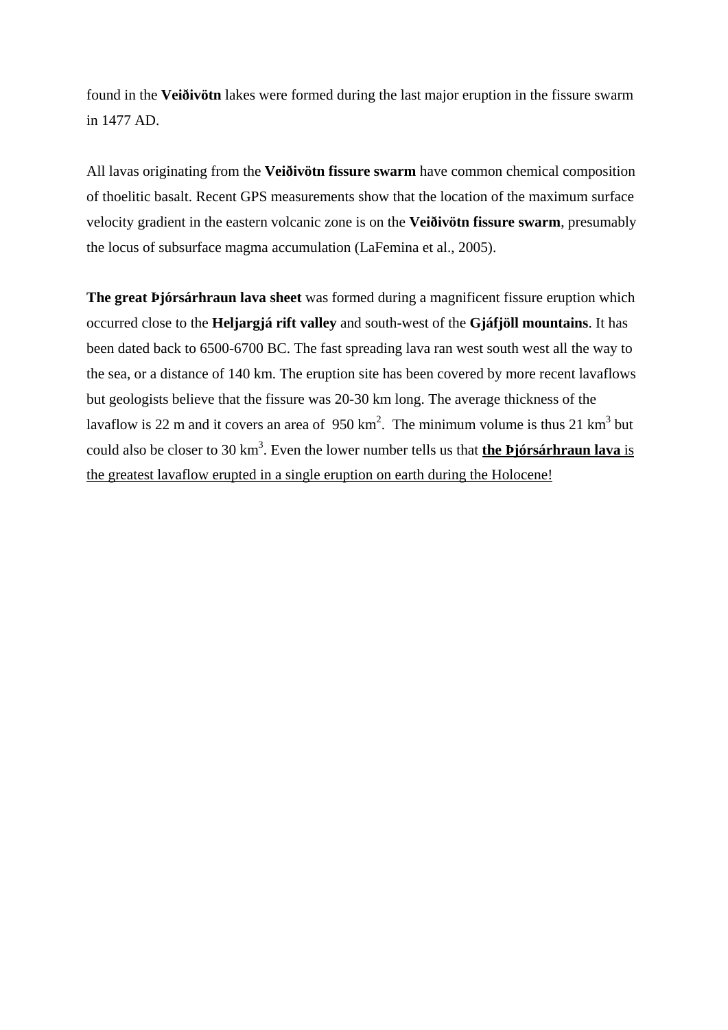found in the **Veiðivötn** lakes were formed during the last major eruption in the fissure swarm in 1477 AD.

All lavas originating from the **Veiðivötn fissure swarm** have common chemical composition of thoelitic basalt. Recent GPS measurements show that the location of the maximum surface velocity gradient in the eastern volcanic zone is on the **Veiðivötn fissure swarm**, presumably the locus of subsurface magma accumulation (LaFemina et al., 2005).

**The great Þjórsárhraun lava sheet** was formed during a magnificent fissure eruption which occurred close to the **Heljargjá rift valley** and south-west of the **Gjáfjöll mountains**. It has been dated back to 6500-6700 BC. The fast spreading lava ran west south west all the way to the sea, or a distance of 140 km. The eruption site has been covered by more recent lavaflows but geologists believe that the fissure was 20-30 km long. The average thickness of the lavaflow is 22 m and it covers an area of 950 $km^2$. The minimum volume is thus 21 $km^3$ but could also be closer to 30 $km^3$. Even the lower number tells us that <u>**the Þjórsárhraun lava** is the greatest lavaflow erupted in a single eruption on earth during the Holocene!</u>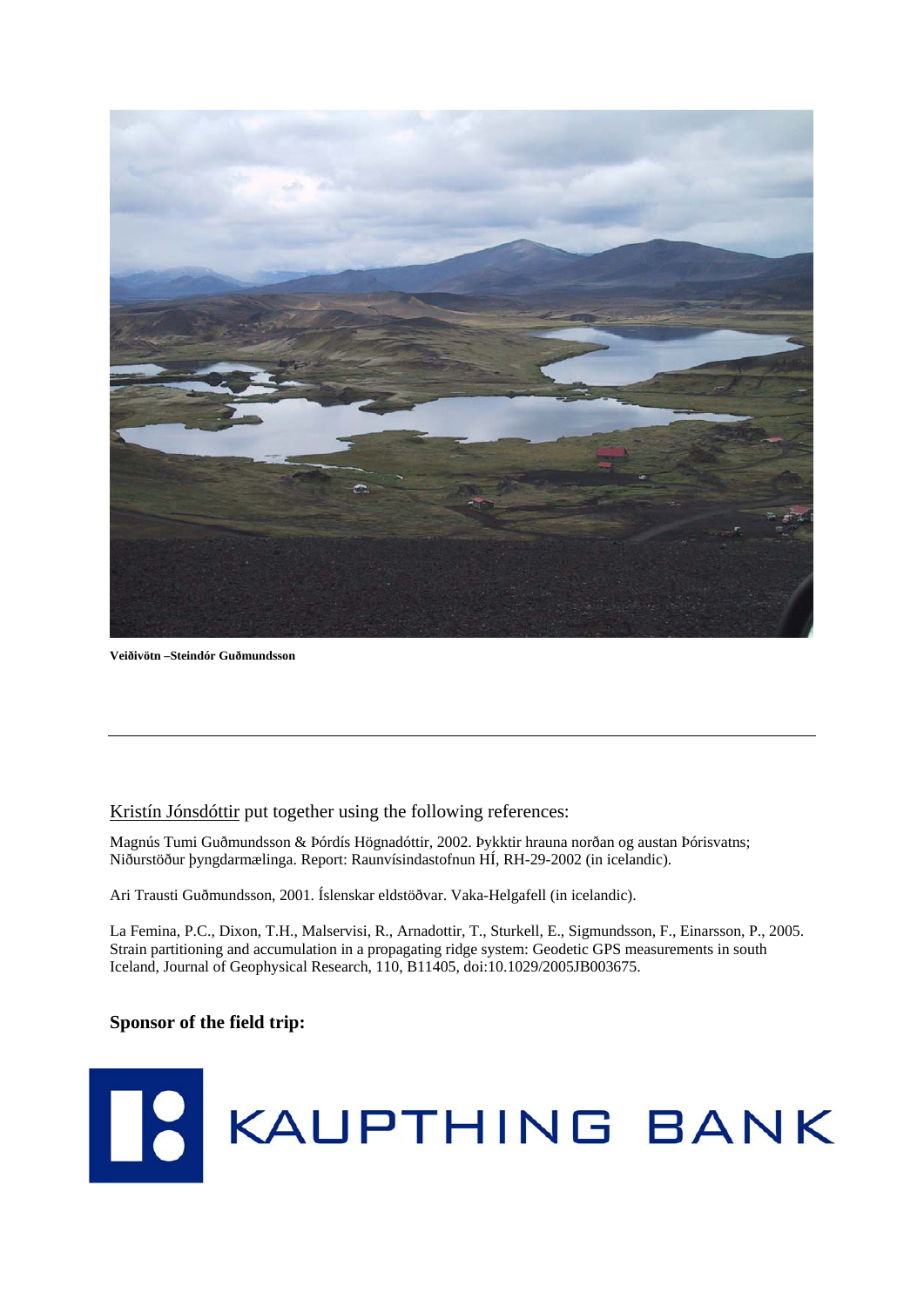**Veiðivötn –Steindór Guðmundsson**

---

Kristín Jónsdóttir put together using the following references:

Magnús Tumi Guðmundsson & Þórdís Högnadóttir, 2002. Þykktir hrauna norðan og austan Þórisvatns; Niðurstöður þyngdarmælinga. Report: Raunvísindastofnun HÍ, RH-29-2002 (in icelandic).

Ari Trausti Guðmundsson, 2001. Íslenskar eldstöðvar. Vaka-Helgafell (in icelandic).

La Femina, P.C., Dixon, T.H., Malservisi, R., Arnadottir, T., Sturkell, E., Sigmundsson, F., Einarsson, P., 2005. Strain partitioning and accumulation in a propagating ridge system: Geodetic GPS measurements in south Iceland, Journal of Geophysical Research, 110, B11405, doi:10.1029/2005JB003675.

**Sponsor of the field trip:**

KAUPTHING BANK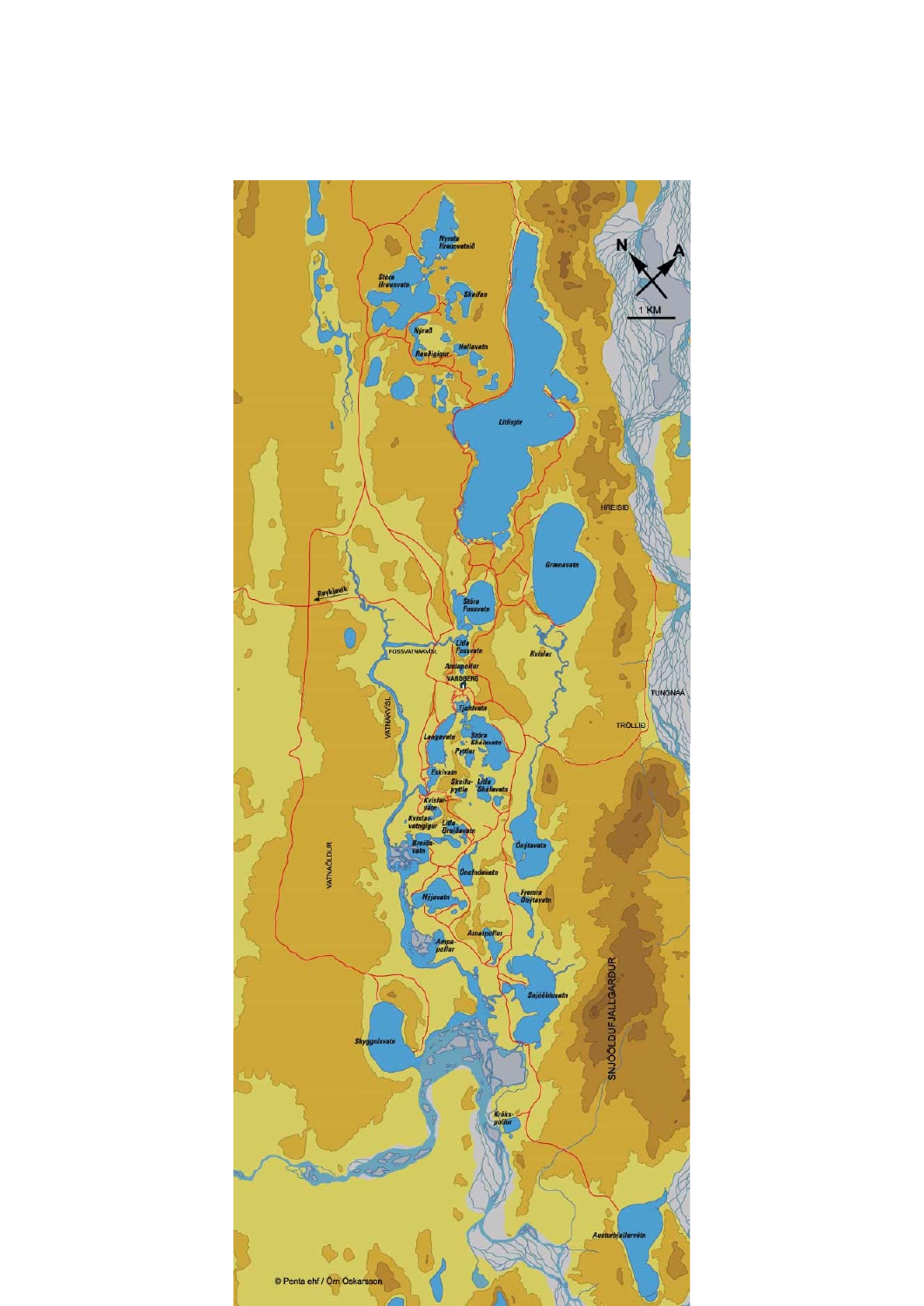Nyrsta Hraunvatnið

Stóra Hraunvatn

Skeifan

Nýrað

Hellavatn

Rauðigígur

Litlisjór

HREISIÐ

Grænavatn

Reykjavík

Stóra Fossvatn

FOSSVATNAKVÍSL

Litla Fossvatn

Kvíslar

Andapollur

VARÐBERG

VATNAKVÍSL

TUNGNAÁ

Tjaldvatn

TRÖLLIÐ

Langavatn

Stóra Skálavatn

Pyttlur

Eskivatn

Skeifu-pyttla

Litla Skálavatn

Kvíslar-vatn

Kvíslar-vatnsgígur

Litla Breiðavatn

Breiða-vatn

Ónýtavatn

VATNAÖLDUR

Ónefndavatn

Nýjavatn

Fremra Ónýtavatn

Arnarpollur

Ampa-pollur

SNJÓÖLDUFJALLGARÐUR

Snjóölduvatn

Skyggnisvatn

Króks-pollur

Austurbjallavatn

N

A

1 KM

© Penta ehf / Örn Óskarsson